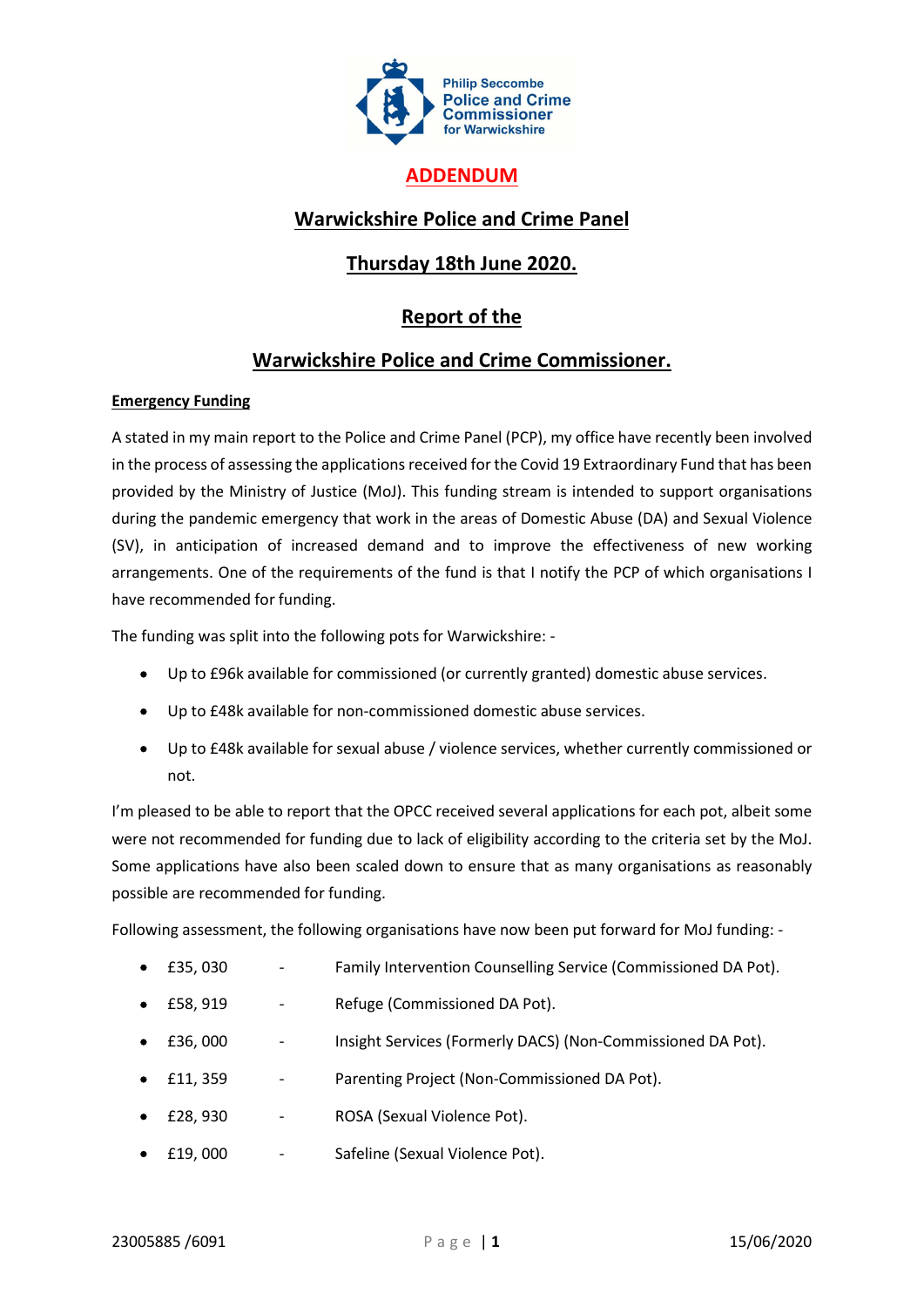Philip Seccombe
Police and Crime Commissioner
for Warwickshire

# ADDENDUM

## Warwickshire Police and Crime Panel

## Thursday 18th June 2020.

## Report of the

## Warwickshire Police and Crime Commissioner.

**Emergency Funding**

A stated in my main report to the Police and Crime Panel (PCP), my office have recently been involved in the process of assessing the applications received for the Covid 19 Extraordinary Fund that has been provided by the Ministry of Justice (MoJ). This funding stream is intended to support organisations during the pandemic emergency that work in the areas of Domestic Abuse (DA) and Sexual Violence (SV), in anticipation of increased demand and to improve the effectiveness of new working arrangements. One of the requirements of the fund is that I notify the PCP of which organisations I have recommended for funding.

The funding was split into the following pots for Warwickshire: -

- Up to £96k available for commissioned (or currently granted) domestic abuse services.
- Up to £48k available for non-commissioned domestic abuse services.
- Up to £48k available for sexual abuse / violence services, whether currently commissioned or not.

I'm pleased to be able to report that the OPCC received several applications for each pot, albeit some were not recommended for funding due to lack of eligibility according to the criteria set by the MoJ. Some applications have also been scaled down to ensure that as many organisations as reasonably possible are recommended for funding.

Following assessment, the following organisations have now been put forward for MoJ funding: -

- £35, 030 - Family Intervention Counselling Service (Commissioned DA Pot).
- £58, 919 - Refuge (Commissioned DA Pot).
- £36, 000 - Insight Services (Formerly DACS) (Non-Commissioned DA Pot).
- £11, 359 - Parenting Project (Non-Commissioned DA Pot).
- £28, 930 - ROSA (Sexual Violence Pot).
- £19, 000 - Safeline (Sexual Violence Pot).

23005885 /6091 15/06/2020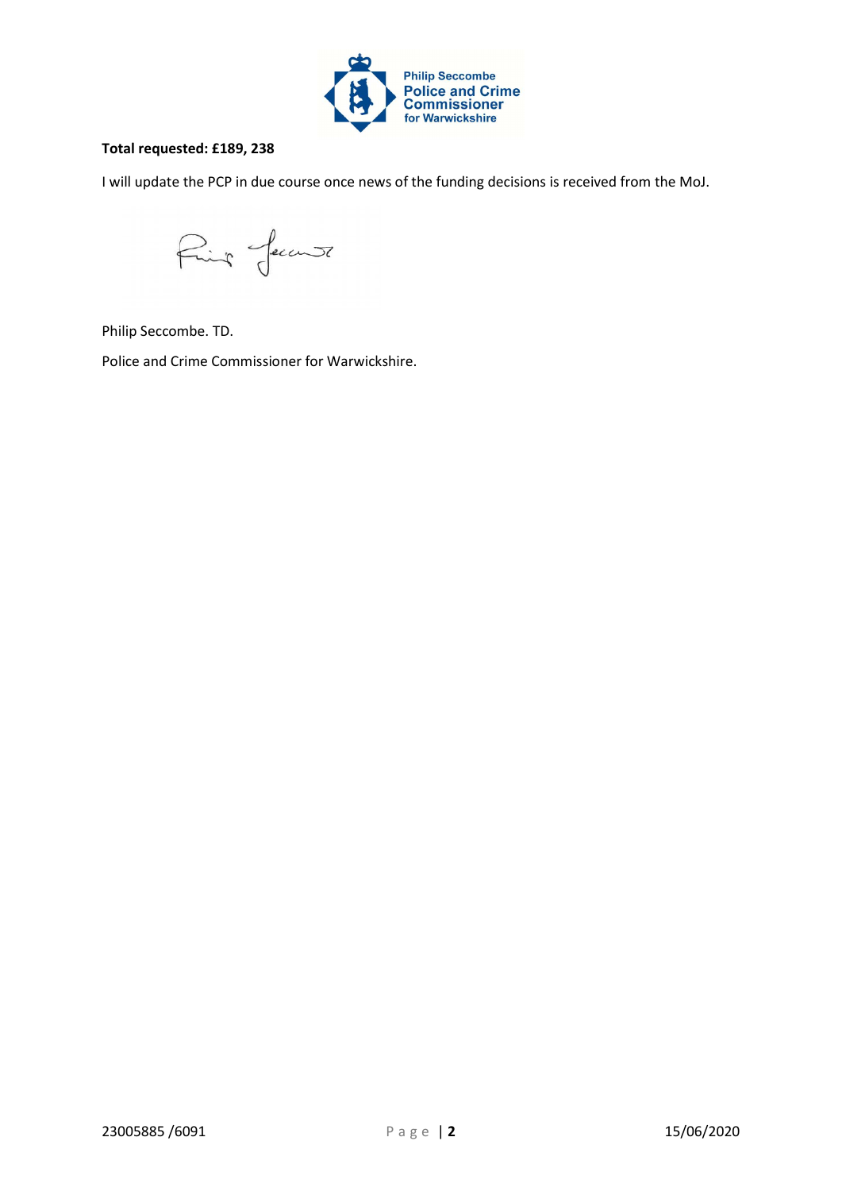**Total requested: £189, 238**

I will update the PCP in due course once news of the funding decisions is received from the MoJ.

Philip Seccombe. TD.

Police and Crime Commissioner for Warwickshire.